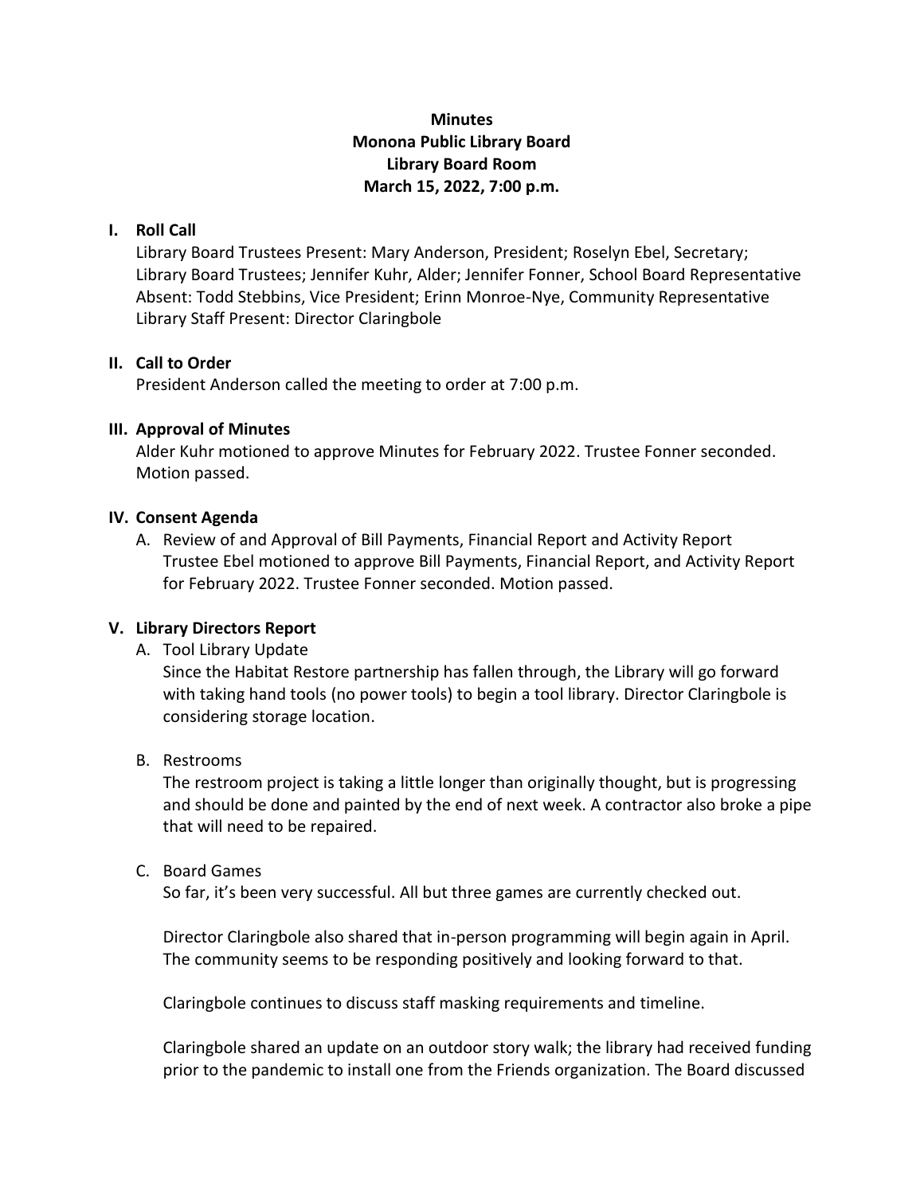**Minutes**
**Monona Public Library Board**
**Library Board Room**
**March 15, 2022, 7:00 p.m.**

## I. Roll Call

Library Board Trustees Present: Mary Anderson, President; Roselyn Ebel, Secretary; Library Board Trustees; Jennifer Kuhr, Alder; Jennifer Fonner, School Board Representative
Absent: Todd Stebbins, Vice President; Erinn Monroe-Nye, Community Representative
Library Staff Present: Director Claringbole

## II. Call to Order

President Anderson called the meeting to order at 7:00 p.m.

## III. Approval of Minutes

Alder Kuhr motioned to approve Minutes for February 2022. Trustee Fonner seconded. Motion passed.

## IV. Consent Agenda

A. Review of and Approval of Bill Payments, Financial Report and Activity Report
Trustee Ebel motioned to approve Bill Payments, Financial Report, and Activity Report for February 2022. Trustee Fonner seconded. Motion passed.

## V. Library Directors Report

A. Tool Library Update
Since the Habitat Restore partnership has fallen through, the Library will go forward with taking hand tools (no power tools) to begin a tool library. Director Claringbole is considering storage location.

B. Restrooms
The restroom project is taking a little longer than originally thought, but is progressing and should be done and painted by the end of next week. A contractor also broke a pipe that will need to be repaired.

C. Board Games
So far, it's been very successful. All but three games are currently checked out.

Director Claringbole also shared that in-person programming will begin again in April. The community seems to be responding positively and looking forward to that.

Claringbole continues to discuss staff masking requirements and timeline.

Claringbole shared an update on an outdoor story walk; the library had received funding prior to the pandemic to install one from the Friends organization. The Board discussed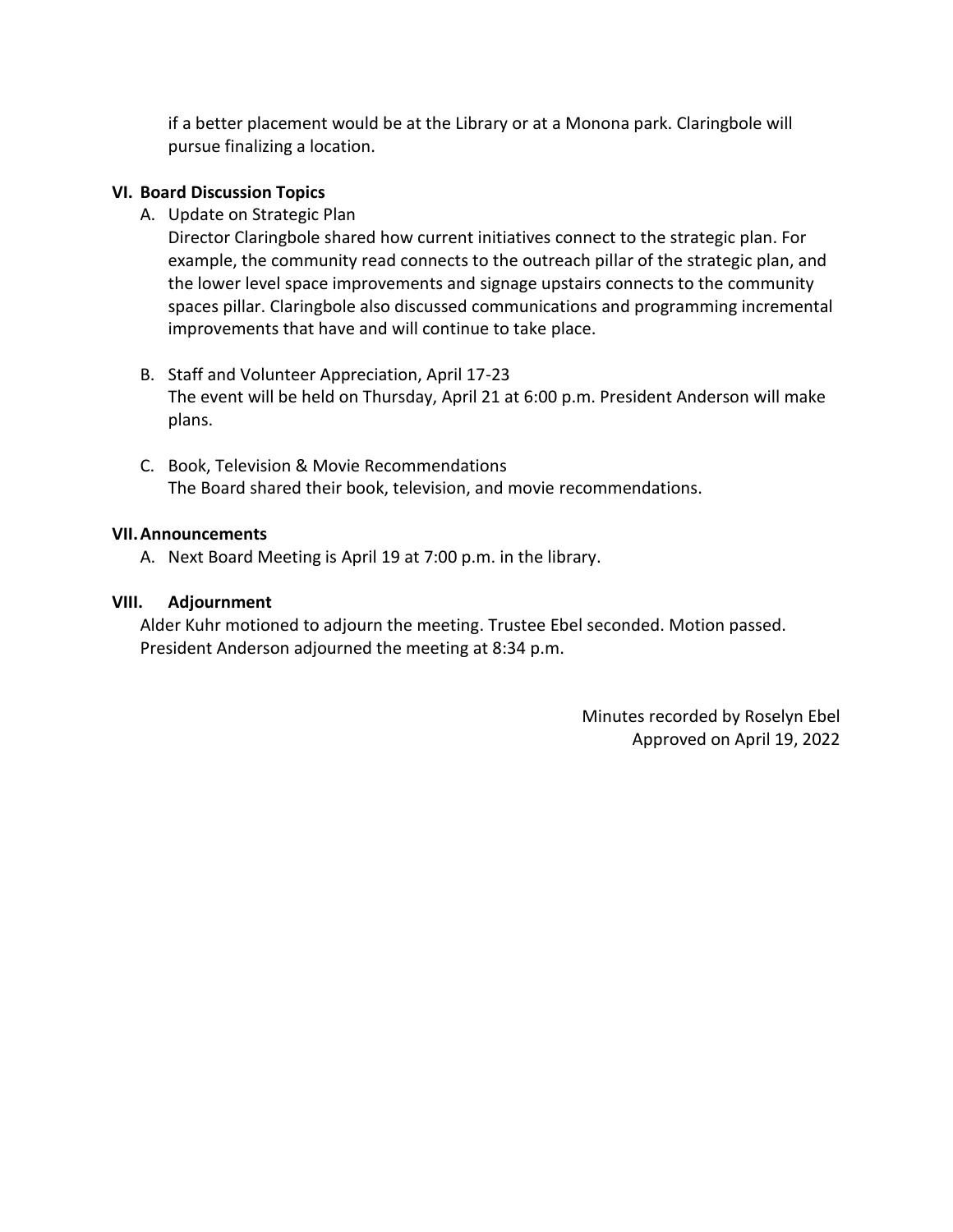if a better placement would be at the Library or at a Monona park. Claringbole will pursue finalizing a location.

**VI. Board Discussion Topics**

A. Update on Strategic Plan
   Director Claringbole shared how current initiatives connect to the strategic plan. For example, the community read connects to the outreach pillar of the strategic plan, and the lower level space improvements and signage upstairs connects to the community spaces pillar. Claringbole also discussed communications and programming incremental improvements that have and will continue to take place.

B. Staff and Volunteer Appreciation, April 17-23
   The event will be held on Thursday, April 21 at 6:00 p.m. President Anderson will make plans.

C. Book, Television & Movie Recommendations
   The Board shared their book, television, and movie recommendations.

**VII. Announcements**

A. Next Board Meeting is April 19 at 7:00 p.m. in the library.

**VIII. Adjournment**

Alder Kuhr motioned to adjourn the meeting. Trustee Ebel seconded. Motion passed. President Anderson adjourned the meeting at 8:34 p.m.

Minutes recorded by Roselyn Ebel
Approved on April 19, 2022